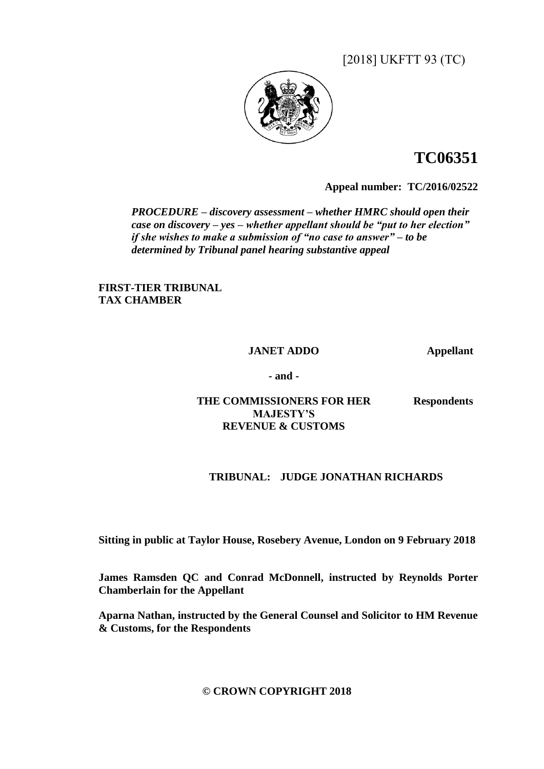[2018] UKFTT 93 (TC)

# TC06351

**Appeal number: TC/2016/02522**

*PROCEDURE – discovery assessment – whether HMRC should open their case on discovery – yes – whether appellant should be "put to her election" if she wishes to make a submission of "no case to answer" – to be determined by Tribunal panel hearing substantive appeal*

**FIRST-TIER TRIBUNAL**
**TAX CHAMBER**

**JANET ADDO** **Appellant**

**- and -**

**THE COMMISSIONERS FOR HER MAJESTY'S REVENUE & CUSTOMS** **Respondents**

**TRIBUNAL: JUDGE JONATHAN RICHARDS**

**Sitting in public at Taylor House, Rosebery Avenue, London on 9 February 2018**

**James Ramsden QC and Conrad McDonnell, instructed by Reynolds Porter Chamberlain for the Appellant**

**Aparna Nathan, instructed by the General Counsel and Solicitor to HM Revenue & Customs, for the Respondents**

**© CROWN COPYRIGHT 2018**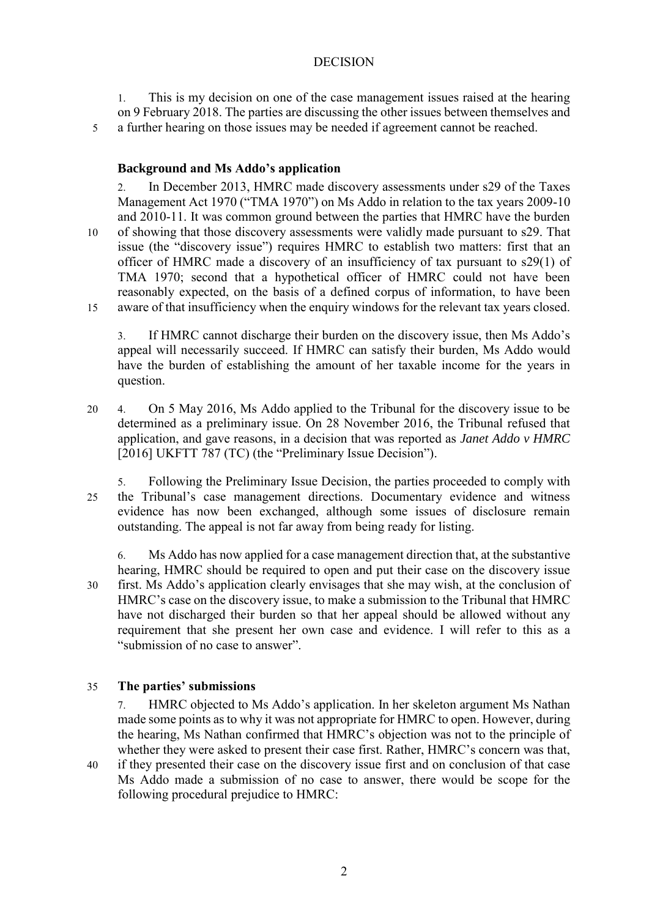# DECISION

1. This is my decision on one of the case management issues raised at the hearing on 9 February 2018. The parties are discussing the other issues between themselves and a further hearing on those issues may be needed if agreement cannot be reached.

## Background and Ms Addo's application

2. In December 2013, HMRC made discovery assessments under s29 of the Taxes Management Act 1970 ("TMA 1970") on Ms Addo in relation to the tax years 2009-10 and 2010-11. It was common ground between the parties that HMRC have the burden of showing that those discovery assessments were validly made pursuant to s29. That issue (the "discovery issue") requires HMRC to establish two matters: first that an officer of HMRC made a discovery of an insufficiency of tax pursuant to s29(1) of TMA 1970; second that a hypothetical officer of HMRC could not have been reasonably expected, on the basis of a defined corpus of information, to have been aware of that insufficiency when the enquiry windows for the relevant tax years closed.

3. If HMRC cannot discharge their burden on the discovery issue, then Ms Addo's appeal will necessarily succeed. If HMRC can satisfy their burden, Ms Addo would have the burden of establishing the amount of her taxable income for the years in question.

4. On 5 May 2016, Ms Addo applied to the Tribunal for the discovery issue to be determined as a preliminary issue. On 28 November 2016, the Tribunal refused that application, and gave reasons, in a decision that was reported as *Janet Addo v HMRC* [2016] UKFTT 787 (TC) (the "Preliminary Issue Decision").

5. Following the Preliminary Issue Decision, the parties proceeded to comply with the Tribunal's case management directions. Documentary evidence and witness evidence has now been exchanged, although some issues of disclosure remain outstanding. The appeal is not far away from being ready for listing.

6. Ms Addo has now applied for a case management direction that, at the substantive hearing, HMRC should be required to open and put their case on the discovery issue first. Ms Addo's application clearly envisages that she may wish, at the conclusion of HMRC's case on the discovery issue, to make a submission to the Tribunal that HMRC have not discharged their burden so that her appeal should be allowed without any requirement that she present her own case and evidence. I will refer to this as a "submission of no case to answer".

## The parties' submissions

7. HMRC objected to Ms Addo's application. In her skeleton argument Ms Nathan made some points as to why it was not appropriate for HMRC to open. However, during the hearing, Ms Nathan confirmed that HMRC's objection was not to the principle of whether they were asked to present their case first. Rather, HMRC's concern was that, if they presented their case on the discovery issue first and on conclusion of that case Ms Addo made a submission of no case to answer, there would be scope for the following procedural prejudice to HMRC: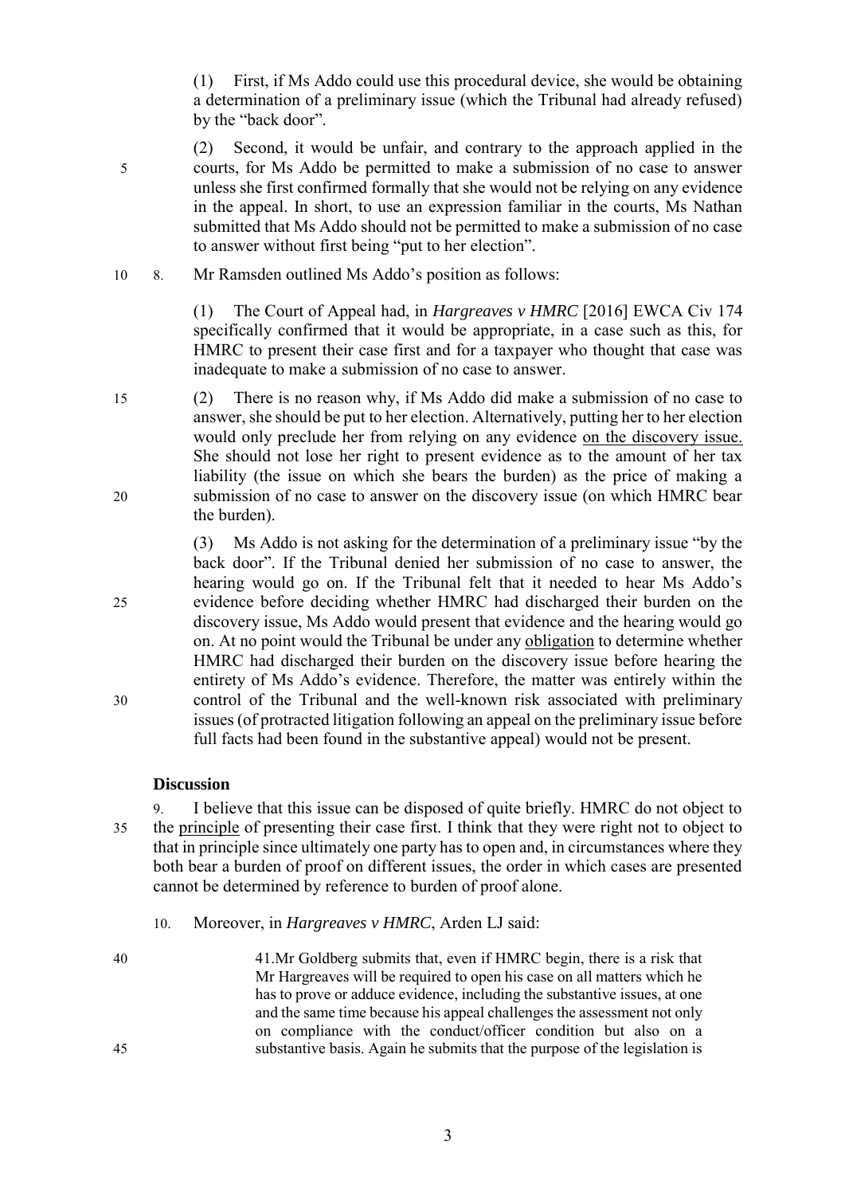(1) First, if Ms Addo could use this procedural device, she would be obtaining a determination of a preliminary issue (which the Tribunal had already refused) by the "back door".

(2) Second, it would be unfair, and contrary to the approach applied in the courts, for Ms Addo be permitted to make a submission of no case to answer unless she first confirmed formally that she would not be relying on any evidence in the appeal. In short, to use an expression familiar in the courts, Ms Nathan submitted that Ms Addo should not be permitted to make a submission of no case to answer without first being "put to her election".

8. Mr Ramsden outlined Ms Addo's position as follows:

(1) The Court of Appeal had, in *Hargreaves v HMRC* [2016] EWCA Civ 174 specifically confirmed that it would be appropriate, in a case such as this, for HMRC to present their case first and for a taxpayer who thought that case was inadequate to make a submission of no case to answer.

(2) There is no reason why, if Ms Addo did make a submission of no case to answer, she should be put to her election. Alternatively, putting her to her election would only preclude her from relying on any evidence <u>on the discovery issue.</u> She should not lose her right to present evidence as to the amount of her tax liability (the issue on which she bears the burden) as the price of making a submission of no case to answer on the discovery issue (on which HMRC bear the burden).

(3) Ms Addo is not asking for the determination of a preliminary issue "by the back door". If the Tribunal denied her submission of no case to answer, the hearing would go on. If the Tribunal felt that it needed to hear Ms Addo's evidence before deciding whether HMRC had discharged their burden on the discovery issue, Ms Addo would present that evidence and the hearing would go on. At no point would the Tribunal be under any <u>obligation</u> to determine whether HMRC had discharged their burden on the discovery issue before hearing the entirety of Ms Addo's evidence. Therefore, the matter was entirely within the control of the Tribunal and the well-known risk associated with preliminary issues (of protracted litigation following an appeal on the preliminary issue before full facts had been found in the substantive appeal) would not be present.

### Discussion

9. I believe that this issue can be disposed of quite briefly. HMRC do not object to the <u>principle</u> of presenting their case first. I think that they were right not to object to that in principle since ultimately one party has to open and, in circumstances where they both bear a burden of proof on different issues, the order in which cases are presented cannot be determined by reference to burden of proof alone.

10. Moreover, in *Hargreaves v HMRC*, Arden LJ said:

> 41.Mr Goldberg submits that, even if HMRC begin, there is a risk that Mr Hargreaves will be required to open his case on all matters which he has to prove or adduce evidence, including the substantive issues, at one and the same time because his appeal challenges the assessment not only on compliance with the conduct/officer condition but also on a substantive basis. Again he submits that the purpose of the legislation is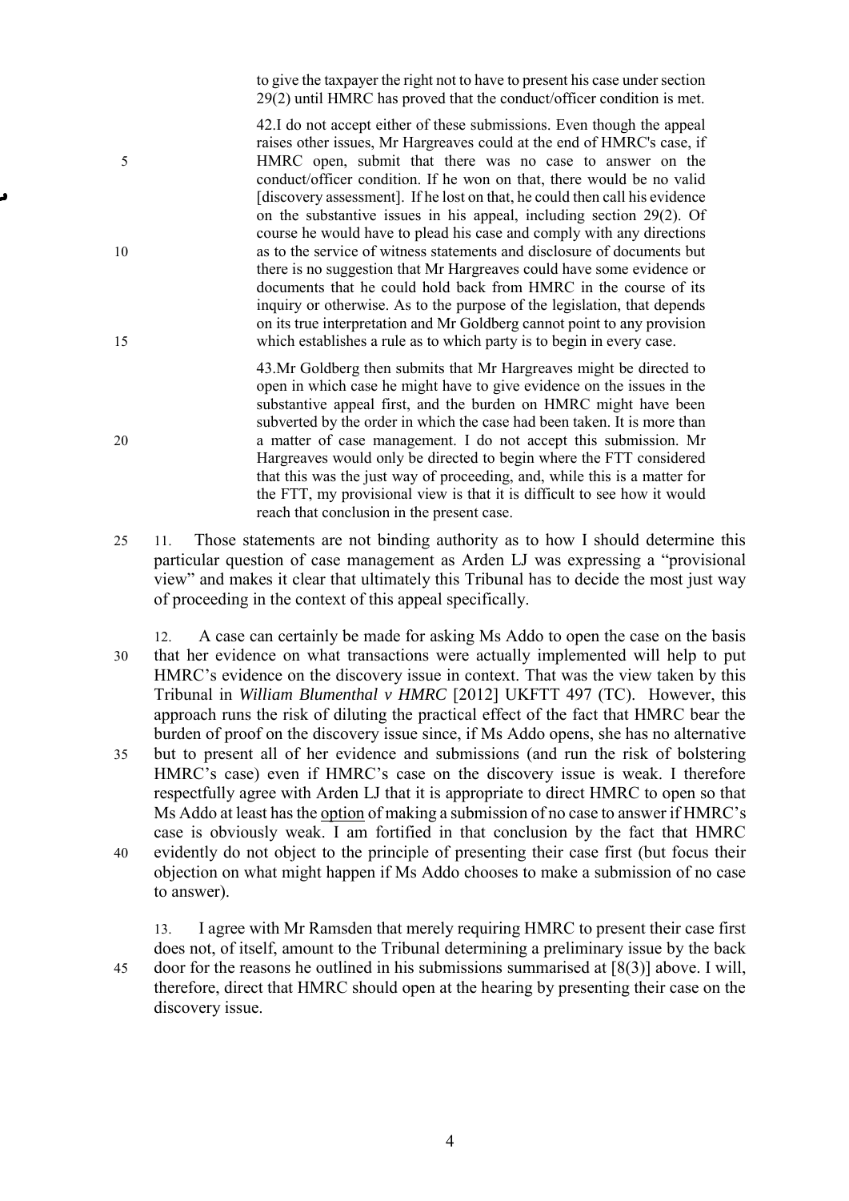> to give the taxpayer the right not to have to present his case under section 29(2) until HMRC has proved that the conduct/officer condition is met.
>
> 42.I do not accept either of these submissions. Even though the appeal raises other issues, Mr Hargreaves could at the end of HMRC's case, if HMRC open, submit that there was no case to answer on the conduct/officer condition. If he won on that, there would be no valid [discovery assessment]. If he lost on that, he could then call his evidence on the substantive issues in his appeal, including section 29(2). Of course he would have to plead his case and comply with any directions as to the service of witness statements and disclosure of documents but there is no suggestion that Mr Hargreaves could have some evidence or documents that he could hold back from HMRC in the course of its inquiry or otherwise. As to the purpose of the legislation, that depends on its true interpretation and Mr Goldberg cannot point to any provision which establishes a rule as to which party is to begin in every case.
>
> 43.Mr Goldberg then submits that Mr Hargreaves might be directed to open in which case he might have to give evidence on the issues in the substantive appeal first, and the burden on HMRC might have been subverted by the order in which the case had been taken. It is more than a matter of case management. I do not accept this submission. Mr Hargreaves would only be directed to begin where the FTT considered that this was the just way of proceeding, and, while this is a matter for the FTT, my provisional view is that it is difficult to see how it would reach that conclusion in the present case.

11. Those statements are not binding authority as to how I should determine this particular question of case management as Arden LJ was expressing a "provisional view" and makes it clear that ultimately this Tribunal has to decide the most just way of proceeding in the context of this appeal specifically.

12. A case can certainly be made for asking Ms Addo to open the case on the basis that her evidence on what transactions were actually implemented will help to put HMRC's evidence on the discovery issue in context. That was the view taken by this Tribunal in *William Blumenthal v HMRC* [2012] UKFTT 497 (TC). However, this approach runs the risk of diluting the practical effect of the fact that HMRC bear the burden of proof on the discovery issue since, if Ms Addo opens, she has no alternative but to present all of her evidence and submissions (and run the risk of bolstering HMRC's case) even if HMRC's case on the discovery issue is weak. I therefore respectfully agree with Arden LJ that it is appropriate to direct HMRC to open so that Ms Addo at least has the <u>option</u> of making a submission of no case to answer if HMRC's case is obviously weak. I am fortified in that conclusion by the fact that HMRC evidently do not object to the principle of presenting their case first (but focus their objection on what might happen if Ms Addo chooses to make a submission of no case to answer).

13. I agree with Mr Ramsden that merely requiring HMRC to present their case first does not, of itself, amount to the Tribunal determining a preliminary issue by the back door for the reasons he outlined in his submissions summarised at [8(3)] above. I will, therefore, direct that HMRC should open at the hearing by presenting their case on the discovery issue.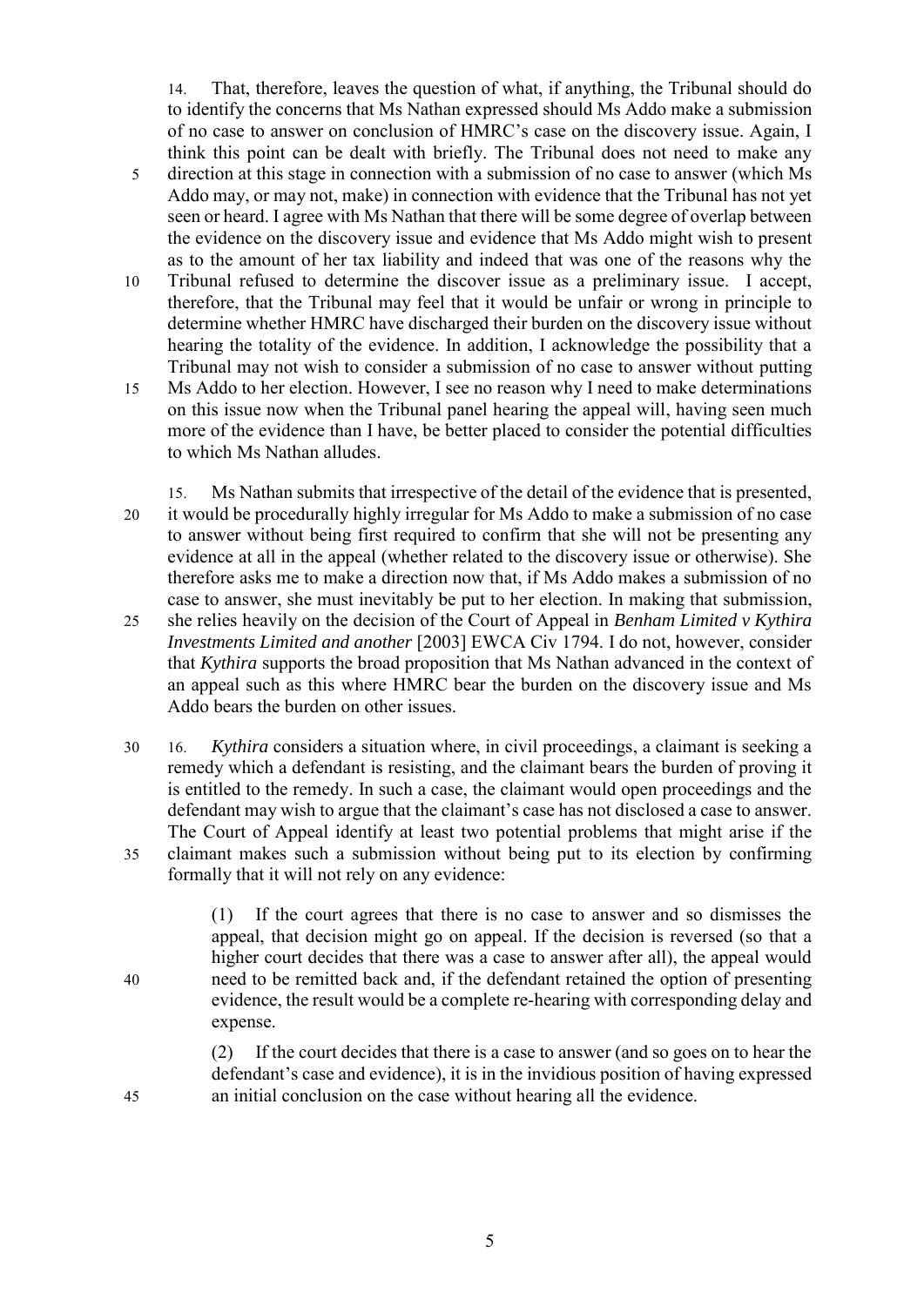14. That, therefore, leaves the question of what, if anything, the Tribunal should do to identify the concerns that Ms Nathan expressed should Ms Addo make a submission of no case to answer on conclusion of HMRC's case on the discovery issue. Again, I think this point can be dealt with briefly. The Tribunal does not need to make any direction at this stage in connection with a submission of no case to answer (which Ms Addo may, or may not, make) in connection with evidence that the Tribunal has not yet seen or heard. I agree with Ms Nathan that there will be some degree of overlap between the evidence on the discovery issue and evidence that Ms Addo might wish to present as to the amount of her tax liability and indeed that was one of the reasons why the Tribunal refused to determine the discover issue as a preliminary issue. I accept, therefore, that the Tribunal may feel that it would be unfair or wrong in principle to determine whether HMRC have discharged their burden on the discovery issue without hearing the totality of the evidence. In addition, I acknowledge the possibility that a Tribunal may not wish to consider a submission of no case to answer without putting Ms Addo to her election. However, I see no reason why I need to make determinations on this issue now when the Tribunal panel hearing the appeal will, having seen much more of the evidence than I have, be better placed to consider the potential difficulties to which Ms Nathan alludes.

15. Ms Nathan submits that irrespective of the detail of the evidence that is presented, it would be procedurally highly irregular for Ms Addo to make a submission of no case to answer without being first required to confirm that she will not be presenting any evidence at all in the appeal (whether related to the discovery issue or otherwise). She therefore asks me to make a direction now that, if Ms Addo makes a submission of no case to answer, she must inevitably be put to her election. In making that submission, she relies heavily on the decision of the Court of Appeal in *Benham Limited v Kythira Investments Limited and another* [2003] EWCA Civ 1794. I do not, however, consider that *Kythira* supports the broad proposition that Ms Nathan advanced in the context of an appeal such as this where HMRC bear the burden on the discovery issue and Ms Addo bears the burden on other issues.

16. *Kythira* considers a situation where, in civil proceedings, a claimant is seeking a remedy which a defendant is resisting, and the claimant bears the burden of proving it is entitled to the remedy. In such a case, the claimant would open proceedings and the defendant may wish to argue that the claimant's case has not disclosed a case to answer. The Court of Appeal identify at least two potential problems that might arise if the claimant makes such a submission without being put to its election by confirming formally that it will not rely on any evidence:

> (1) If the court agrees that there is no case to answer and so dismisses the appeal, that decision might go on appeal. If the decision is reversed (so that a higher court decides that there was a case to answer after all), the appeal would need to be remitted back and, if the defendant retained the option of presenting evidence, the result would be a complete re-hearing with corresponding delay and expense.
>
> (2) If the court decides that there is a case to answer (and so goes on to hear the defendant's case and evidence), it is in the invidious position of having expressed an initial conclusion on the case without hearing all the evidence.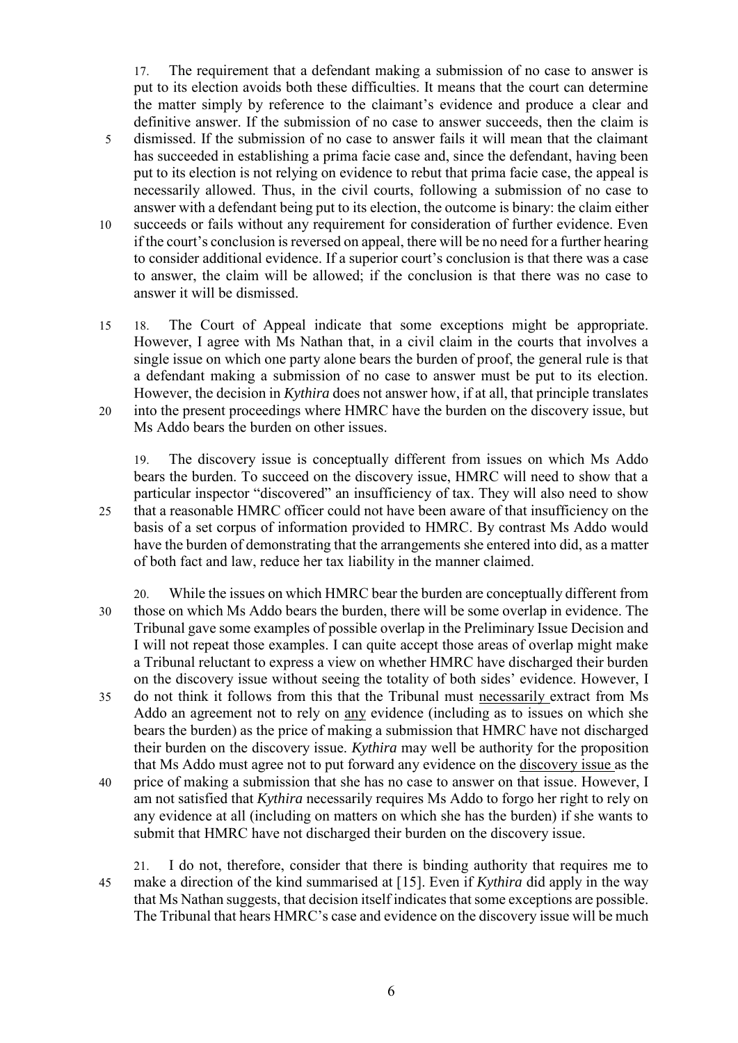17. The requirement that a defendant making a submission of no case to answer is put to its election avoids both these difficulties. It means that the court can determine the matter simply by reference to the claimant's evidence and produce a clear and definitive answer. If the submission of no case to answer succeeds, then the claim is dismissed. If the submission of no case to answer fails it will mean that the claimant has succeeded in establishing a prima facie case and, since the defendant, having been put to its election is not relying on evidence to rebut that prima facie case, the appeal is necessarily allowed. Thus, in the civil courts, following a submission of no case to answer with a defendant being put to its election, the outcome is binary: the claim either succeeds or fails without any requirement for consideration of further evidence. Even if the court's conclusion is reversed on appeal, there will be no need for a further hearing to consider additional evidence. If a superior court's conclusion is that there was a case to answer, the claim will be allowed; if the conclusion is that there was no case to answer it will be dismissed.

18. The Court of Appeal indicate that some exceptions might be appropriate. However, I agree with Ms Nathan that, in a civil claim in the courts that involves a single issue on which one party alone bears the burden of proof, the general rule is that a defendant making a submission of no case to answer must be put to its election. However, the decision in *Kythira* does not answer how, if at all, that principle translates into the present proceedings where HMRC have the burden on the discovery issue, but Ms Addo bears the burden on other issues.

19. The discovery issue is conceptually different from issues on which Ms Addo bears the burden. To succeed on the discovery issue, HMRC will need to show that a particular inspector "discovered" an insufficiency of tax. They will also need to show that a reasonable HMRC officer could not have been aware of that insufficiency on the basis of a set corpus of information provided to HMRC. By contrast Ms Addo would have the burden of demonstrating that the arrangements she entered into did, as a matter of both fact and law, reduce her tax liability in the manner claimed.

20. While the issues on which HMRC bear the burden are conceptually different from those on which Ms Addo bears the burden, there will be some overlap in evidence. The Tribunal gave some examples of possible overlap in the Preliminary Issue Decision and I will not repeat those examples. I can quite accept those areas of overlap might make a Tribunal reluctant to express a view on whether HMRC have discharged their burden on the discovery issue without seeing the totality of both sides' evidence. However, I do not think it follows from this that the Tribunal must <u>necessarily</u> extract from Ms Addo an agreement not to rely on <u>any</u> evidence (including as to issues on which she bears the burden) as the price of making a submission that HMRC have not discharged their burden on the discovery issue. *Kythira* may well be authority for the proposition that Ms Addo must agree not to put forward any evidence on the <u>discovery issue</u> as the price of making a submission that she has no case to answer on that issue. However, I am not satisfied that *Kythira* necessarily requires Ms Addo to forgo her right to rely on any evidence at all (including on matters on which she has the burden) if she wants to submit that HMRC have not discharged their burden on the discovery issue.

21. I do not, therefore, consider that there is binding authority that requires me to make a direction of the kind summarised at [15]. Even if *Kythira* did apply in the way that Ms Nathan suggests, that decision itself indicates that some exceptions are possible. The Tribunal that hears HMRC's case and evidence on the discovery issue will be much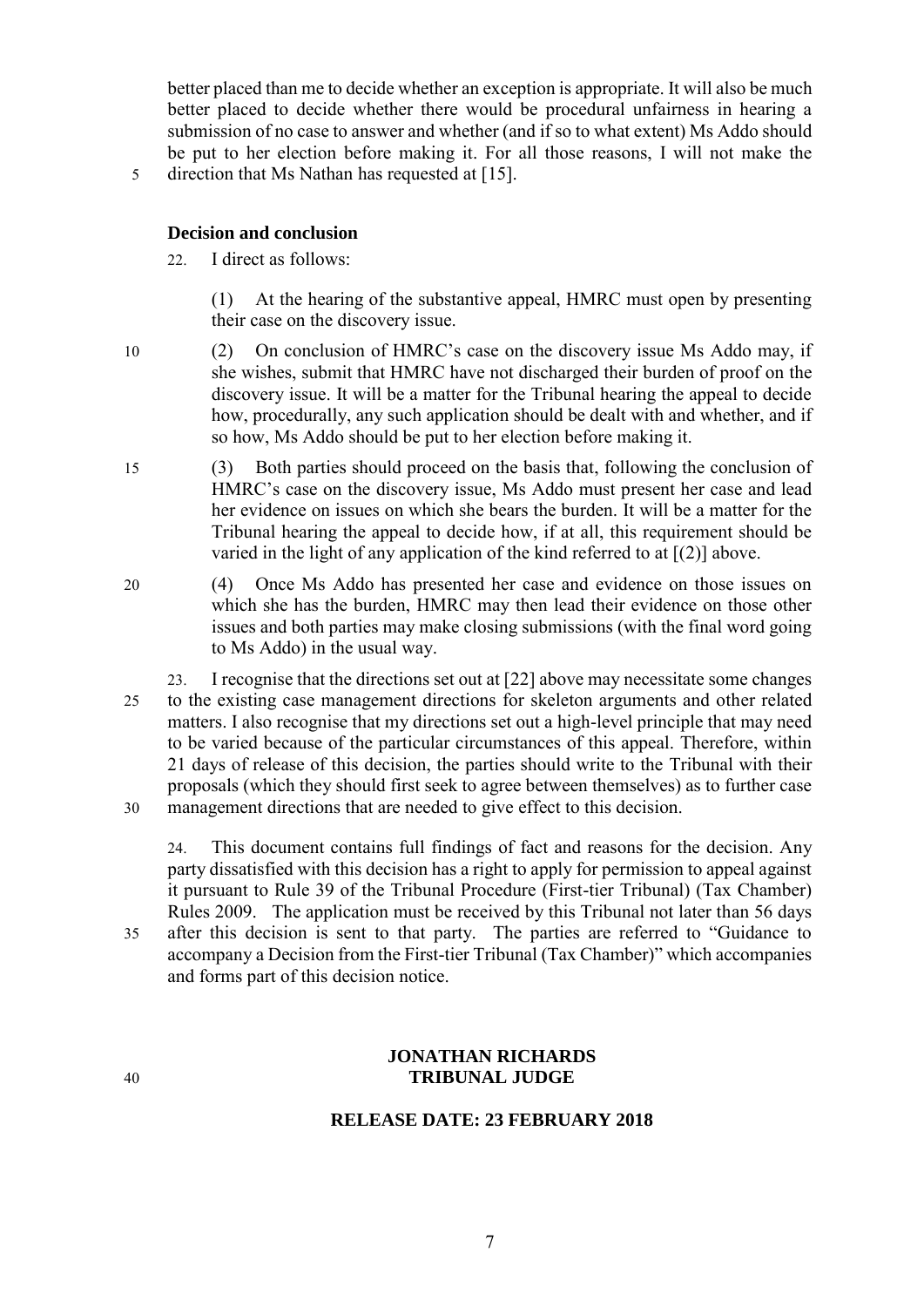better placed than me to decide whether an exception is appropriate. It will also be much better placed to decide whether there would be procedural unfairness in hearing a submission of no case to answer and whether (and if so to what extent) Ms Addo should be put to her election before making it. For all those reasons, I will not make the direction that Ms Nathan has requested at [15].

### Decision and conclusion

22. I direct as follows:

(1) At the hearing of the substantive appeal, HMRC must open by presenting their case on the discovery issue.

(2) On conclusion of HMRC's case on the discovery issue Ms Addo may, if she wishes, submit that HMRC have not discharged their burden of proof on the discovery issue. It will be a matter for the Tribunal hearing the appeal to decide how, procedurally, any such application should be dealt with and whether, and if so how, Ms Addo should be put to her election before making it.

(3) Both parties should proceed on the basis that, following the conclusion of HMRC's case on the discovery issue, Ms Addo must present her case and lead her evidence on issues on which she bears the burden. It will be a matter for the Tribunal hearing the appeal to decide how, if at all, this requirement should be varied in the light of any application of the kind referred to at [(2)] above.

(4) Once Ms Addo has presented her case and evidence on those issues on which she has the burden, HMRC may then lead their evidence on those other issues and both parties may make closing submissions (with the final word going to Ms Addo) in the usual way.

23. I recognise that the directions set out at [22] above may necessitate some changes to the existing case management directions for skeleton arguments and other related matters. I also recognise that my directions set out a high-level principle that may need to be varied because of the particular circumstances of this appeal. Therefore, within 21 days of release of this decision, the parties should write to the Tribunal with their proposals (which they should first seek to agree between themselves) as to further case management directions that are needed to give effect to this decision.

24. This document contains full findings of fact and reasons for the decision. Any party dissatisfied with this decision has a right to apply for permission to appeal against it pursuant to Rule 39 of the Tribunal Procedure (First-tier Tribunal) (Tax Chamber) Rules 2009. The application must be received by this Tribunal not later than 56 days after this decision is sent to that party. The parties are referred to "Guidance to accompany a Decision from the First-tier Tribunal (Tax Chamber)" which accompanies and forms part of this decision notice.

**JONATHAN RICHARDS**
**TRIBUNAL JUDGE**

**RELEASE DATE: 23 FEBRUARY 2018**